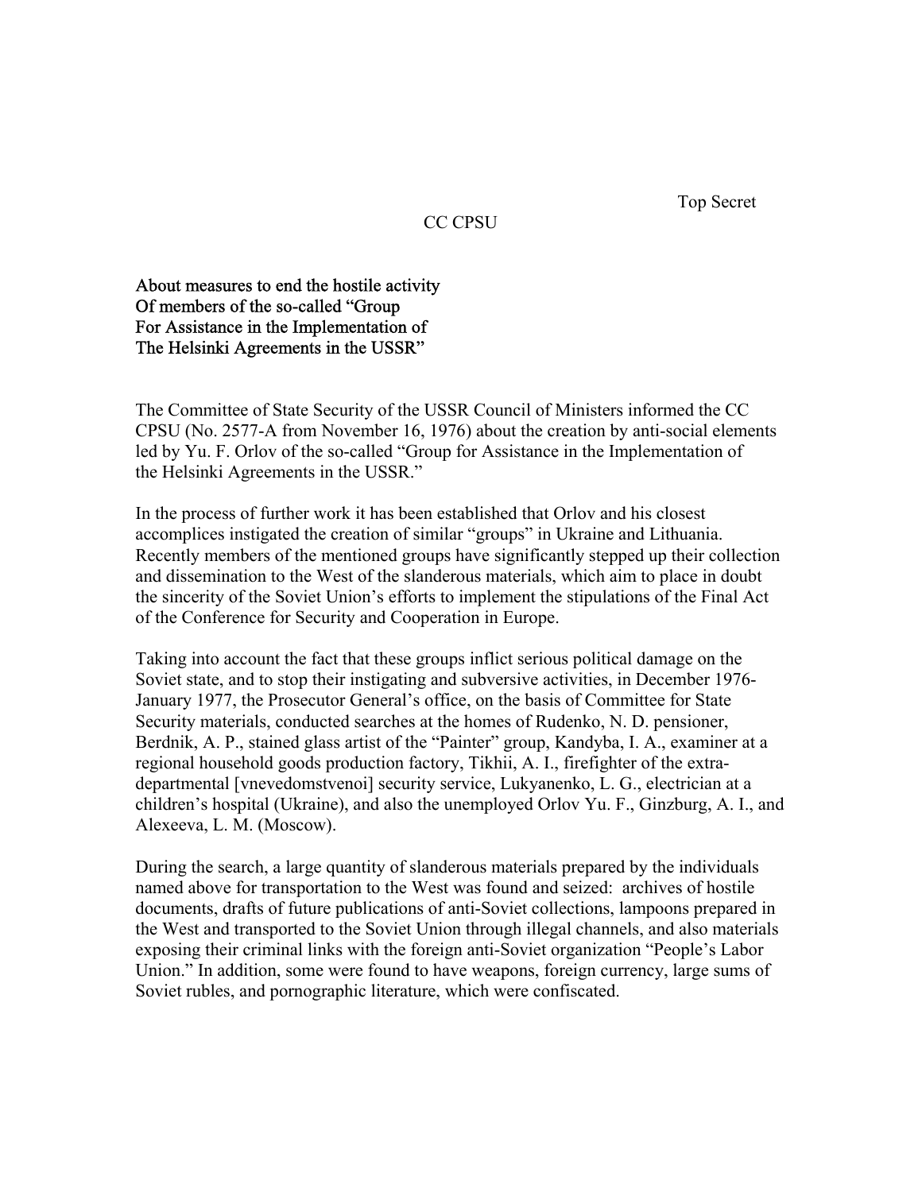Top Secret

CC CPSU

About measures to end the hostile activity
Of members of the so-called "Group
For Assistance in the Implementation of
The Helsinki Agreements in the USSR"

The Committee of State Security of the USSR Council of Ministers informed the CC CPSU (No. 2577-A from November 16, 1976) about the creation by anti-social elements led by Yu. F. Orlov of the so-called "Group for Assistance in the Implementation of the Helsinki Agreements in the USSR."

In the process of further work it has been established that Orlov and his closest accomplices instigated the creation of similar "groups" in Ukraine and Lithuania. Recently members of the mentioned groups have significantly stepped up their collection and dissemination to the West of the slanderous materials, which aim to place in doubt the sincerity of the Soviet Union's efforts to implement the stipulations of the Final Act of the Conference for Security and Cooperation in Europe.

Taking into account the fact that these groups inflict serious political damage on the Soviet state, and to stop their instigating and subversive activities, in December 1976-January 1977, the Prosecutor General's office, on the basis of Committee for State Security materials, conducted searches at the homes of Rudenko, N. D. pensioner, Berdnik, A. P., stained glass artist of the "Painter" group, Kandyba, I. A., examiner at a regional household goods production factory, Tikhii, A. I., firefighter of the extra-departmental [vnevedomstvenoi] security service, Lukyanenko, L. G., electrician at a children's hospital (Ukraine), and also the unemployed Orlov Yu. F., Ginzburg, A. I., and Alexeeva, L. M. (Moscow).

During the search, a large quantity of slanderous materials prepared by the individuals named above for transportation to the West was found and seized: archives of hostile documents, drafts of future publications of anti-Soviet collections, lampoons prepared in the West and transported to the Soviet Union through illegal channels, and also materials exposing their criminal links with the foreign anti-Soviet organization "People's Labor Union." In addition, some were found to have weapons, foreign currency, large sums of Soviet rubles, and pornographic literature, which were confiscated.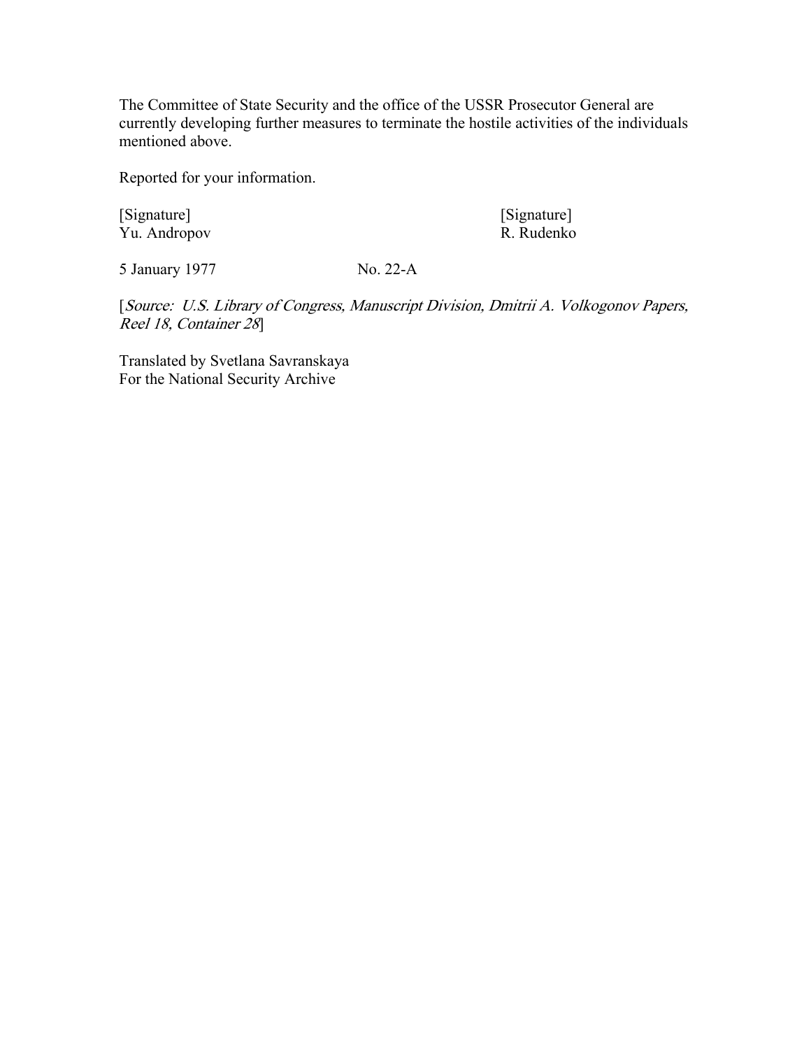The Committee of State Security and the office of the USSR Prosecutor General are currently developing further measures to terminate the hostile activities of the individuals mentioned above.

Reported for your information.

| | |
|---|---|
| [Signature] | [Signature] |
| Yu. Andropov | R. Rudenko |

5 January 1977 No. 22-A

[*Source: U.S. Library of Congress, Manuscript Division, Dmitrii A. Volkogonov Papers, Reel 18, Container 28*]

Translated by Svetlana Savranskaya
For the National Security Archive